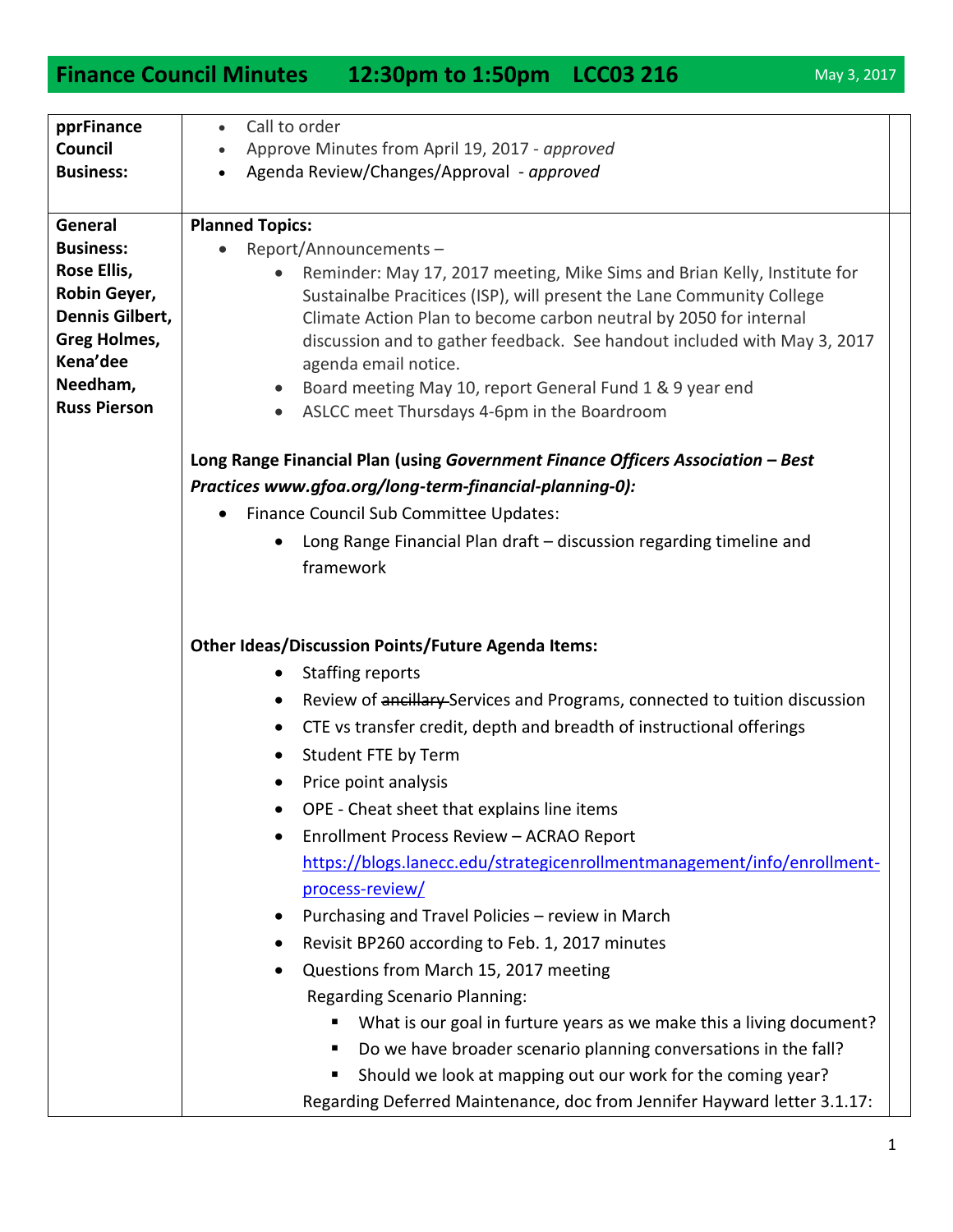# Finance Council Minutes 12:30pm to 1:50pm LCC03 216

May 3, 2017

| | |
|---|---|
| **pprFinance Council Business:** | • Call to order<br>• Approve Minutes from April 19, 2017 - *approved*<br>• Agenda Review/Changes/Approval - *approved* |
| **General Business: Rose Ellis, Robin Geyer, Dennis Gilbert, Greg Holmes, Kena'dee Needham, Russ Pierson** | **Planned Topics:**<br>• Report/Announcements –<br>  ◦ Reminder: May 17, 2017 meeting, Mike Sims and Brian Kelly, Institute for Sustainalbe Pracitices (ISP), will present the Lane Community College Climate Action Plan to become carbon neutral by 2050 for internal discussion and to gather feedback. See handout included with May 3, 2017 agenda email notice.<br>  ◦ Board meeting May 10, report General Fund 1 & 9 year end<br>  ◦ ASLCC meet Thursdays 4-6pm in the Boardroom<br><br>**Long Range Financial Plan (using *Government Finance Officers Association – Best Practices www.gfoa.org/long-term-financial-planning-0):***<br>• Finance Council Sub Committee Updates:<br>  ◦ Long Range Financial Plan draft – discussion regarding timeline and framework<br><br>**Other Ideas/Discussion Points/Future Agenda Items:**<br>  ◦ Staffing reports<br>  ◦ Review of ~~ancillary~~ Services and Programs, connected to tuition discussion<br>  ◦ CTE vs transfer credit, depth and breadth of instructional offerings<br>  ◦ Student FTE by Term<br>  ◦ Price point analysis<br>  ◦ OPE - Cheat sheet that explains line items<br>  ◦ Enrollment Process Review – ACRAO Report https://blogs.lanecc.edu/strategicenrollmentmanagement/info/enrollment-process-review/<br>  ◦ Purchasing and Travel Policies – review in March<br>  ◦ Revisit BP260 according to Feb. 1, 2017 minutes<br>  ◦ Questions from March 15, 2017 meeting<br>  Regarding Scenario Planning:<br>    ▪ What is our goal in furture years as we make this a living document?<br>    ▪ Do we have broader scenario planning conversations in the fall?<br>    ▪ Should we look at mapping out our work for the coming year?<br>  Regarding Deferred Maintenance, doc from Jennifer Hayward letter 3.1.17: |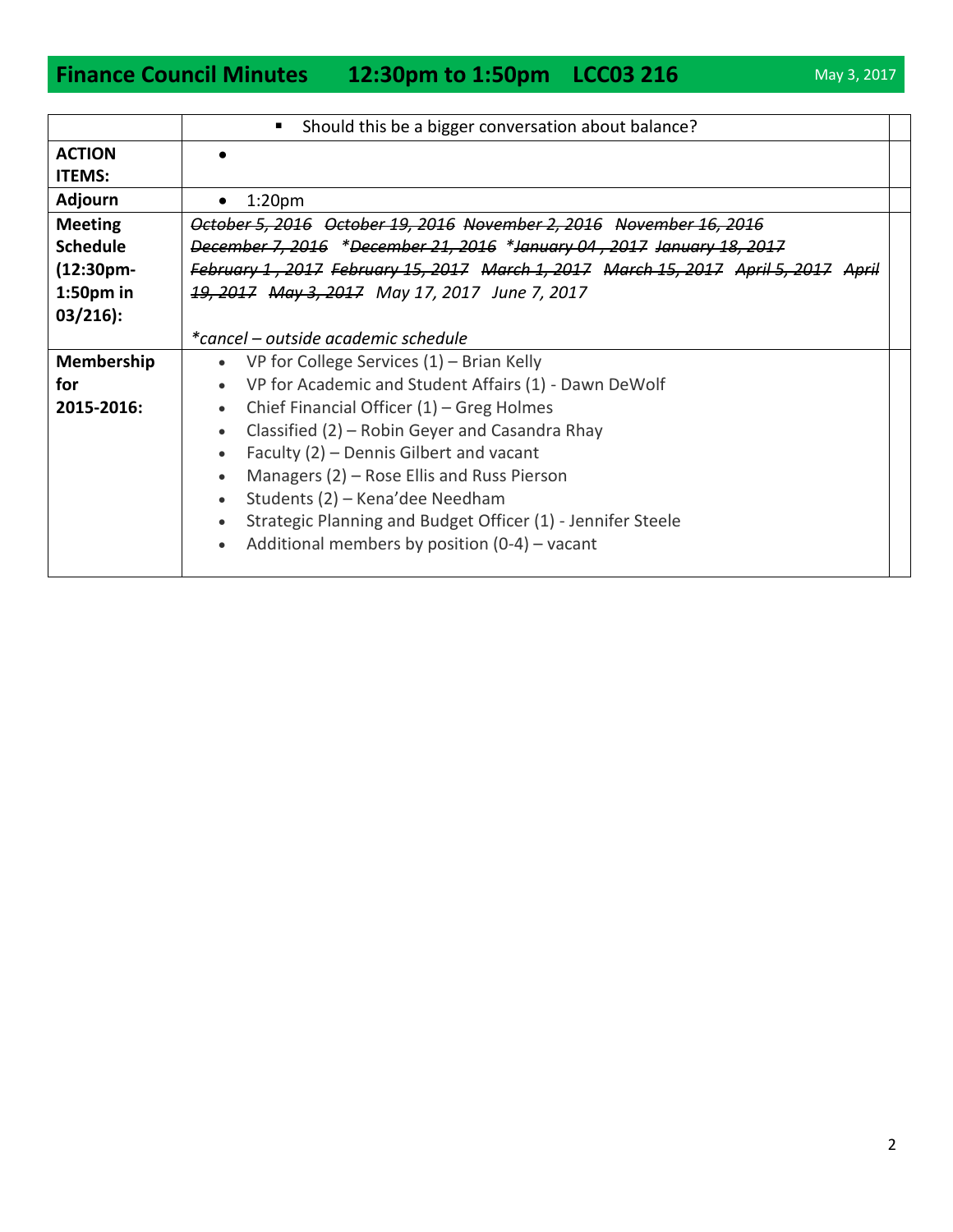**Finance Council Minutes 12:30pm to 1:50pm LCC03 216** May 3, 2017

| | | |
|---|---|---|
| | ▪ Should this be a bigger conversation about balance? | |
| **ACTION ITEMS:** | • | |
| **Adjourn** | • 1:20pm | |
| **Meeting Schedule (12:30pm-1:50pm in 03/216):** | *~~October 5, 2016~~ ~~October 19, 2016~~ ~~November 2, 2016~~ ~~November 16, 2016~~ ~~December 7, 2016~~ \*~~December 21, 2016~~ \*~~January 04 , 2017~~ ~~January 18, 2017~~ ~~February 1 , 2017~~ ~~February 15, 2017~~ ~~March 1, 2017~~ ~~March 15, 2017~~ ~~April 5, 2017~~ ~~April 19, 2017~~ ~~May 3, 2017~~ May 17, 2017 June 7, 2017*<br><br>*\*cancel – outside academic schedule* | |
| **Membership for 2015-2016:** | • VP for College Services (1) – Brian Kelly<br>• VP for Academic and Student Affairs (1) - Dawn DeWolf<br>• Chief Financial Officer (1) – Greg Holmes<br>• Classified (2) – Robin Geyer and Casandra Rhay<br>• Faculty (2) – Dennis Gilbert and vacant<br>• Managers (2) – Rose Ellis and Russ Pierson<br>• Students (2) – Kena'dee Needham<br>• Strategic Planning and Budget Officer (1) - Jennifer Steele<br>• Additional members by position (0-4) – vacant | |